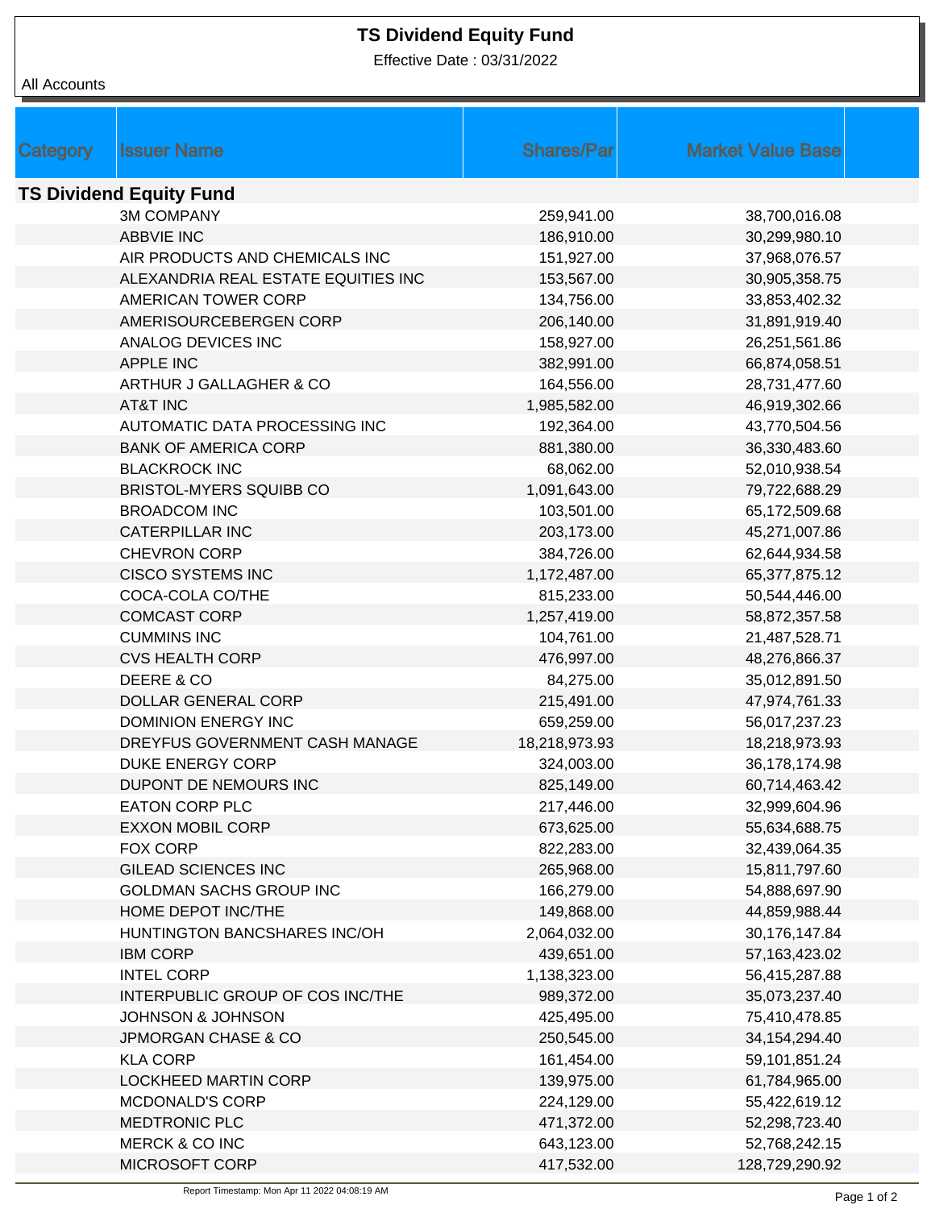# TS Dividend Equity Fund

Effective Date : 03/31/2022

All Accounts

| Category | Issuer Name | Shares/Par | Market Value Base |
|---|---|---|---|
| **TS Dividend Equity Fund** | | | |
| | 3M COMPANY | 259,941.00 | 38,700,016.08 |
| | ABBVIE INC | 186,910.00 | 30,299,980.10 |
| | AIR PRODUCTS AND CHEMICALS INC | 151,927.00 | 37,968,076.57 |
| | ALEXANDRIA REAL ESTATE EQUITIES INC | 153,567.00 | 30,905,358.75 |
| | AMERICAN TOWER CORP | 134,756.00 | 33,853,402.32 |
| | AMERISOURCEBERGEN CORP | 206,140.00 | 31,891,919.40 |
| | ANALOG DEVICES INC | 158,927.00 | 26,251,561.86 |
| | APPLE INC | 382,991.00 | 66,874,058.51 |
| | ARTHUR J GALLAGHER & CO | 164,556.00 | 28,731,477.60 |
| | AT&T INC | 1,985,582.00 | 46,919,302.66 |
| | AUTOMATIC DATA PROCESSING INC | 192,364.00 | 43,770,504.56 |
| | BANK OF AMERICA CORP | 881,380.00 | 36,330,483.60 |
| | BLACKROCK INC | 68,062.00 | 52,010,938.54 |
| | BRISTOL-MYERS SQUIBB CO | 1,091,643.00 | 79,722,688.29 |
| | BROADCOM INC | 103,501.00 | 65,172,509.68 |
| | CATERPILLAR INC | 203,173.00 | 45,271,007.86 |
| | CHEVRON CORP | 384,726.00 | 62,644,934.58 |
| | CISCO SYSTEMS INC | 1,172,487.00 | 65,377,875.12 |
| | COCA-COLA CO/THE | 815,233.00 | 50,544,446.00 |
| | COMCAST CORP | 1,257,419.00 | 58,872,357.58 |
| | CUMMINS INC | 104,761.00 | 21,487,528.71 |
| | CVS HEALTH CORP | 476,997.00 | 48,276,866.37 |
| | DEERE & CO | 84,275.00 | 35,012,891.50 |
| | DOLLAR GENERAL CORP | 215,491.00 | 47,974,761.33 |
| | DOMINION ENERGY INC | 659,259.00 | 56,017,237.23 |
| | DREYFUS GOVERNMENT CASH MANAGE | 18,218,973.93 | 18,218,973.93 |
| | DUKE ENERGY CORP | 324,003.00 | 36,178,174.98 |
| | DUPONT DE NEMOURS INC | 825,149.00 | 60,714,463.42 |
| | EATON CORP PLC | 217,446.00 | 32,999,604.96 |
| | EXXON MOBIL CORP | 673,625.00 | 55,634,688.75 |
| | FOX CORP | 822,283.00 | 32,439,064.35 |
| | GILEAD SCIENCES INC | 265,968.00 | 15,811,797.60 |
| | GOLDMAN SACHS GROUP INC | 166,279.00 | 54,888,697.90 |
| | HOME DEPOT INC/THE | 149,868.00 | 44,859,988.44 |
| | HUNTINGTON BANCSHARES INC/OH | 2,064,032.00 | 30,176,147.84 |
| | IBM CORP | 439,651.00 | 57,163,423.02 |
| | INTEL CORP | 1,138,323.00 | 56,415,287.88 |
| | INTERPUBLIC GROUP OF COS INC/THE | 989,372.00 | 35,073,237.40 |
| | JOHNSON & JOHNSON | 425,495.00 | 75,410,478.85 |
| | JPMORGAN CHASE & CO | 250,545.00 | 34,154,294.40 |
| | KLA CORP | 161,454.00 | 59,101,851.24 |
| | LOCKHEED MARTIN CORP | 139,975.00 | 61,784,965.00 |
| | MCDONALD'S CORP | 224,129.00 | 55,422,619.12 |
| | MEDTRONIC PLC | 471,372.00 | 52,298,723.40 |
| | MERCK & CO INC | 643,123.00 | 52,768,242.15 |
| | MICROSOFT CORP | 417,532.00 | 128,729,290.92 |

Report Timestamp: Mon Apr 11 2022 04:08:19 AM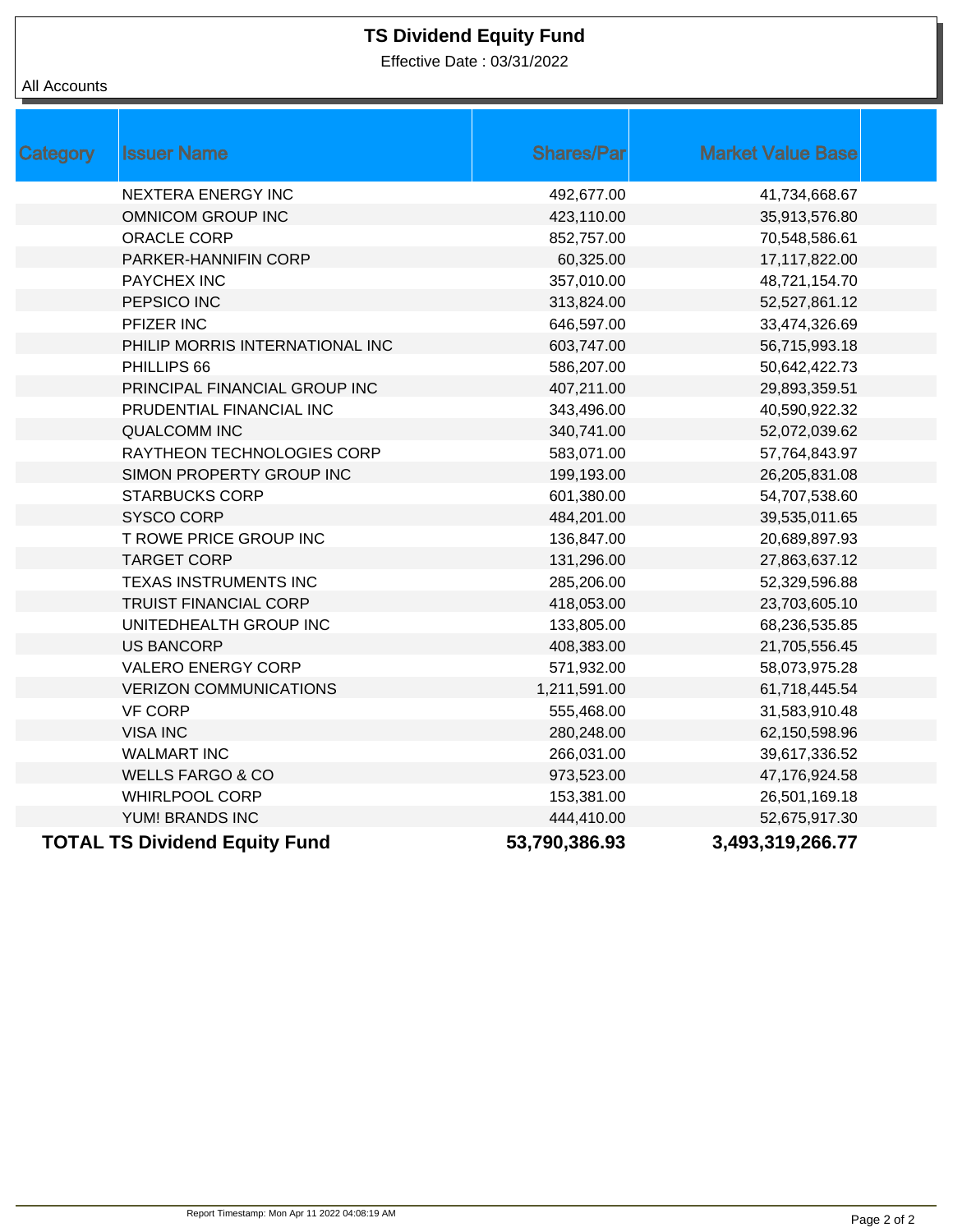# TS Dividend Equity Fund

Effective Date : 03/31/2022

All Accounts

| Category | Issuer Name | Shares/Par | Market Value Base |
|---|---|---|---|
| | NEXTERA ENERGY INC | 492,677.00 | 41,734,668.67 |
| | OMNICOM GROUP INC | 423,110.00 | 35,913,576.80 |
| | ORACLE CORP | 852,757.00 | 70,548,586.61 |
| | PARKER-HANNIFIN CORP | 60,325.00 | 17,117,822.00 |
| | PAYCHEX INC | 357,010.00 | 48,721,154.70 |
| | PEPSICO INC | 313,824.00 | 52,527,861.12 |
| | PFIZER INC | 646,597.00 | 33,474,326.69 |
| | PHILIP MORRIS INTERNATIONAL INC | 603,747.00 | 56,715,993.18 |
| | PHILLIPS 66 | 586,207.00 | 50,642,422.73 |
| | PRINCIPAL FINANCIAL GROUP INC | 407,211.00 | 29,893,359.51 |
| | PRUDENTIAL FINANCIAL INC | 343,496.00 | 40,590,922.32 |
| | QUALCOMM INC | 340,741.00 | 52,072,039.62 |
| | RAYTHEON TECHNOLOGIES CORP | 583,071.00 | 57,764,843.97 |
| | SIMON PROPERTY GROUP INC | 199,193.00 | 26,205,831.08 |
| | STARBUCKS CORP | 601,380.00 | 54,707,538.60 |
| | SYSCO CORP | 484,201.00 | 39,535,011.65 |
| | T ROWE PRICE GROUP INC | 136,847.00 | 20,689,897.93 |
| | TARGET CORP | 131,296.00 | 27,863,637.12 |
| | TEXAS INSTRUMENTS INC | 285,206.00 | 52,329,596.88 |
| | TRUIST FINANCIAL CORP | 418,053.00 | 23,703,605.10 |
| | UNITEDHEALTH GROUP INC | 133,805.00 | 68,236,535.85 |
| | US BANCORP | 408,383.00 | 21,705,556.45 |
| | VALERO ENERGY CORP | 571,932.00 | 58,073,975.28 |
| | VERIZON COMMUNICATIONS | 1,211,591.00 | 61,718,445.54 |
| | VF CORP | 555,468.00 | 31,583,910.48 |
| | VISA INC | 280,248.00 | 62,150,598.96 |
| | WALMART INC | 266,031.00 | 39,617,336.52 |
| | WELLS FARGO & CO | 973,523.00 | 47,176,924.58 |
| | WHIRLPOOL CORP | 153,381.00 | 26,501,169.18 |
| | YUM! BRANDS INC | 444,410.00 | 52,675,917.30 |
| **TOTAL TS Dividend Equity Fund** | | **53,790,386.93** | **3,493,319,266.77** |

Report Timestamp: Mon Apr 11 2022 04:08:19 AM